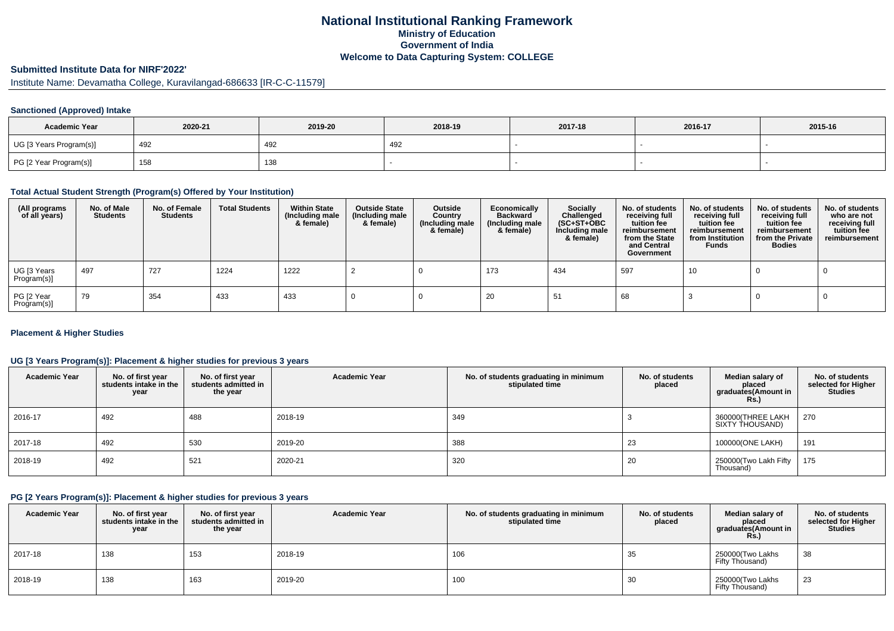# National Institutional Ranking Framework
## Ministry of Education
## Government of India
## Welcome to Data Capturing System: COLLEGE

**Submitted Institute Data for NIRF'2022'**

Institute Name: Devamatha College, Kuravilangad-686633 [IR-C-C-11579]

### Sanctioned (Approved) Intake

| Academic Year | 2020-21 | 2019-20 | 2018-19 | 2017-18 | 2016-17 | 2015-16 |
|---|---|---|---|---|---|---|
| UG [3 Years Program(s)] | 492 | 492 | 492 | - | - | - |
| PG [2 Year Program(s)] | 158 | 138 | - | - | - | - |

### Total Actual Student Strength (Program(s) Offered by Your Institution)

| (All programs of all years) | No. of Male Students | No. of Female Students | Total Students | Within State (Including male & female) | Outside State (Including male & female) | Outside Country (Including male & female) | Economically Backward (Including male & female) | Socially Challenged (SC+ST+OBC Including male & female) | No. of students receiving full tuition fee reimbursement from the State and Central Government | No. of students receiving full tuition fee reimbursement from Institution Funds | No. of students receiving full tuition fee reimbursement from the Private Bodies | No. of students who are not receiving full tuition fee reimbursement |
|---|---|---|---|---|---|---|---|---|---|---|---|---|
| UG [3 Years Program(s)] | 497 | 727 | 1224 | 1222 | 2 | 0 | 173 | 434 | 597 | 10 | 0 | 0 |
| PG [2 Year Program(s)] | 79 | 354 | 433 | 433 | 0 | 0 | 20 | 51 | 68 | 3 | 0 | 0 |

### Placement & Higher Studies

#### UG [3 Years Program(s)]: Placement & higher studies for previous 3 years

| Academic Year | No. of first year students intake in the year | No. of first year students admitted in the year | Academic Year | No. of students graduating in minimum stipulated time | No. of students placed | Median salary of placed graduates(Amount in Rs.) | No. of students selected for Higher Studies |
|---|---|---|---|---|---|---|---|
| 2016-17 | 492 | 488 | 2018-19 | 349 | 3 | 360000(THREE LAKH SIXTY THOUSAND) | 270 |
| 2017-18 | 492 | 530 | 2019-20 | 388 | 23 | 100000(ONE LAKH) | 191 |
| 2018-19 | 492 | 521 | 2020-21 | 320 | 20 | 250000(Two Lakh Fifty Thousand) | 175 |

#### PG [2 Years Program(s)]: Placement & higher studies for previous 3 years

| Academic Year | No. of first year students intake in the year | No. of first year students admitted in the year | Academic Year | No. of students graduating in minimum stipulated time | No. of students placed | Median salary of placed graduates(Amount in Rs.) | No. of students selected for Higher Studies |
|---|---|---|---|---|---|---|---|
| 2017-18 | 138 | 153 | 2018-19 | 106 | 35 | 250000(Two Lakhs Fifty Thousand) | 38 |
| 2018-19 | 138 | 163 | 2019-20 | 100 | 30 | 250000(Two Lakhs Fifty Thousand) | 23 |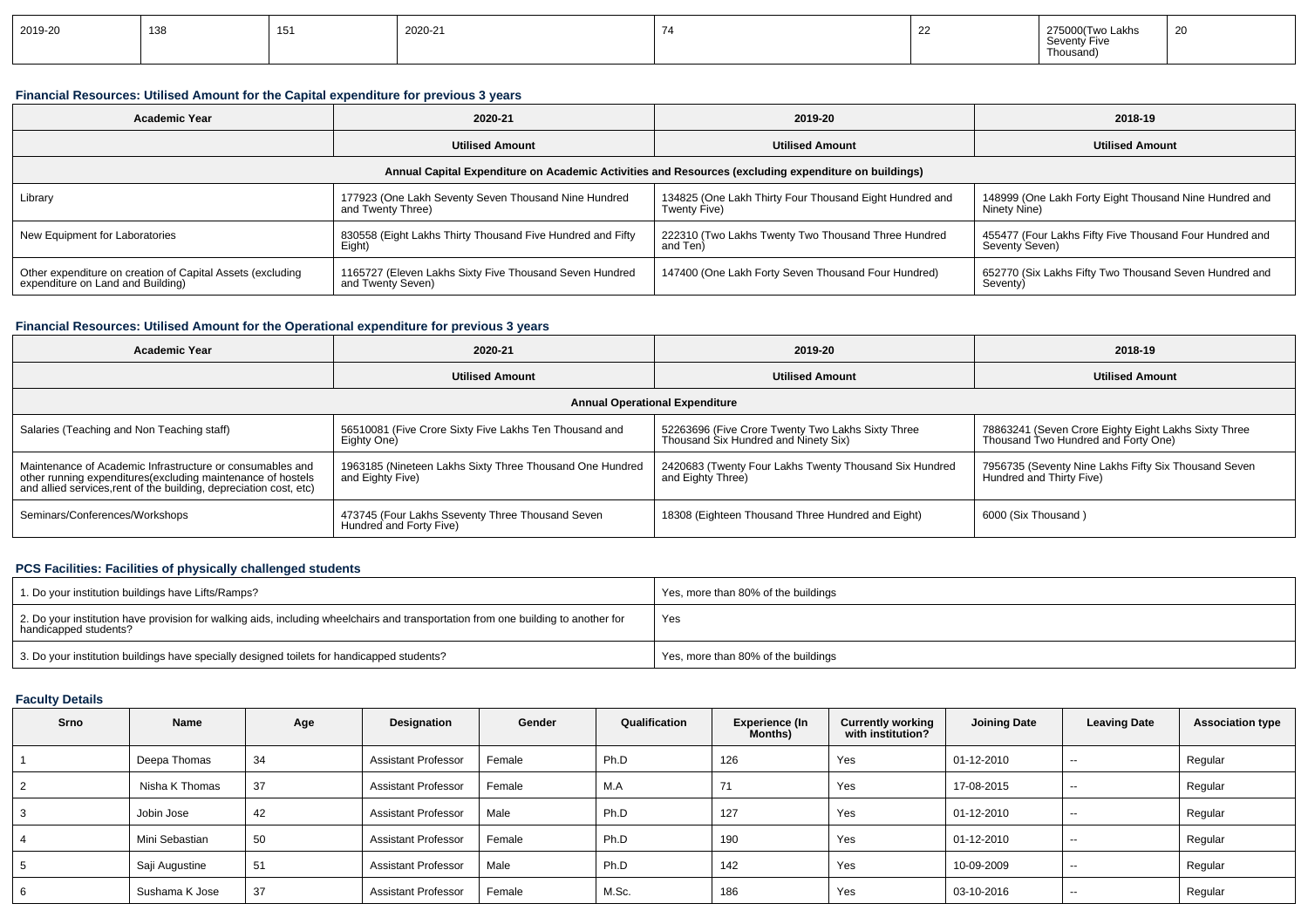| 2019-20 | 138 | 151 | 2020-21 | 74 | 22 | 275000(Two Lakhs Seventy Five Thousand) | 20 |
|---|---|---|---|---|---|---|---|

### Financial Resources: Utilised Amount for the Capital expenditure for previous 3 years

| Academic Year | 2020-21 | 2019-20 | 2018-19 |
|---|---|---|---|
| | Utilised Amount | Utilised Amount | Utilised Amount |
| Annual Capital Expenditure on Academic Activities and Resources (excluding expenditure on buildings) | | | |
| Library | 177923 (One Lakh Seventy Seven Thousand Nine Hundred and Twenty Three) | 134825 (One Lakh Thirty Four Thousand Eight Hundred and Twenty Five) | 148999 (One Lakh Forty Eight Thousand Nine Hundred and Ninety Nine) |
| New Equipment for Laboratories | 830558 (Eight Lakhs Thirty Thousand Five Hundred and Fifty Eight) | 222310 (Two Lakhs Twenty Two Thousand Three Hundred and Ten) | 455477 (Four Lakhs Fifty Five Thousand Four Hundred and Seventy Seven) |
| Other expenditure on creation of Capital Assets (excluding expenditure on Land and Building) | 1165727 (Eleven Lakhs Sixty Five Thousand Seven Hundred and Twenty Seven) | 147400 (One Lakh Forty Seven Thousand Four Hundred) | 652770 (Six Lakhs Fifty Two Thousand Seven Hundred and Seventy) |

### Financial Resources: Utilised Amount for the Operational expenditure for previous 3 years

| Academic Year | 2020-21 | 2019-20 | 2018-19 |
|---|---|---|---|
| | Utilised Amount | Utilised Amount | Utilised Amount |
| Annual Operational Expenditure | | | |
| Salaries (Teaching and Non Teaching staff) | 56510081 (Five Crore Sixty Five Lakhs Ten Thousand and Eighty One) | 52263696 (Five Crore Twenty Two Lakhs Sixty Three Thousand Six Hundred and Ninety Six) | 78863241 (Seven Crore Eighty Eight Lakhs Sixty Three Thousand Two Hundred and Forty One) |
| Maintenance of Academic Infrastructure or consumables and other running expenditures(excluding maintenance of hostels and allied services,rent of the building, depreciation cost, etc) | 1963185 (Nineteen Lakhs Sixty Three Thousand One Hundred and Eighty Five) | 2420683 (Twenty Four Lakhs Twenty Thousand Six Hundred and Eighty Three) | 7956735 (Seventy Nine Lakhs Fifty Six Thousand Seven Hundred and Thirty Five) |
| Seminars/Conferences/Workshops | 473745 (Four Lakhs Sseventy Three Thousand Seven Hundred and Forty Five) | 18308 (Eighteen Thousand Three Hundred and Eight) | 6000 (Six Thousand ) |

### PCS Facilities: Facilities of physically challenged students

| | |
|---|---|
| 1. Do your institution buildings have Lifts/Ramps? | Yes, more than 80% of the buildings |
| 2. Do your institution have provision for walking aids, including wheelchairs and transportation from one building to another for handicapped students? | Yes |
| 3. Do your institution buildings have specially designed toilets for handicapped students? | Yes, more than 80% of the buildings |

### Faculty Details

| Srno | Name | Age | Designation | Gender | Qualification | Experience (In Months) | Currently working with institution? | Joining Date | Leaving Date | Association type |
|---|---|---|---|---|---|---|---|---|---|---|
| 1 | Deepa Thomas | 34 | Assistant Professor | Female | Ph.D | 126 | Yes | 01-12-2010 | -- | Regular |
| 2 | Nisha K Thomas | 37 | Assistant Professor | Female | M.A | 71 | Yes | 17-08-2015 | -- | Regular |
| 3 | Jobin Jose | 42 | Assistant Professor | Male | Ph.D | 127 | Yes | 01-12-2010 | -- | Regular |
| 4 | Mini Sebastian | 50 | Assistant Professor | Female | Ph.D | 190 | Yes | 01-12-2010 | -- | Regular |
| 5 | Saji Augustine | 51 | Assistant Professor | Male | Ph.D | 142 | Yes | 10-09-2009 | -- | Regular |
| 6 | Sushama K Jose | 37 | Assistant Professor | Female | M.Sc. | 186 | Yes | 03-10-2016 | -- | Regular |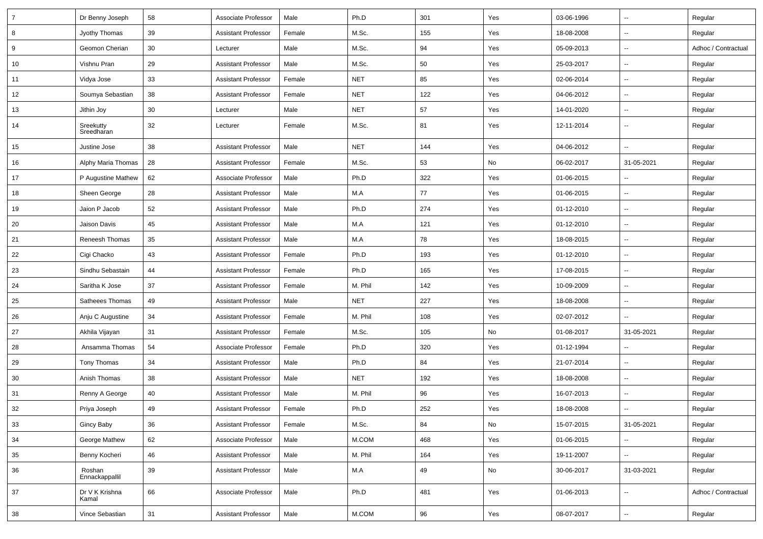| 7 | Dr Benny Joseph | 58 | Associate Professor | Male | Ph.D | 301 | Yes | 03-06-1996 | -- | Regular |
|---|---|---|---|---|---|---|---|---|---|---|
| 8 | Jyothy Thomas | 39 | Assistant Professor | Female | M.Sc. | 155 | Yes | 18-08-2008 | -- | Regular |
| 9 | Geomon Cherian | 30 | Lecturer | Male | M.Sc. | 94 | Yes | 05-09-2013 | -- | Adhoc / Contractual |
| 10 | Vishnu Pran | 29 | Assistant Professor | Male | M.Sc. | 50 | Yes | 25-03-2017 | -- | Regular |
| 11 | Vidya Jose | 33 | Assistant Professor | Female | NET | 85 | Yes | 02-06-2014 | -- | Regular |
| 12 | Soumya Sebastian | 38 | Assistant Professor | Female | NET | 122 | Yes | 04-06-2012 | -- | Regular |
| 13 | Jithin Joy | 30 | Lecturer | Male | NET | 57 | Yes | 14-01-2020 | -- | Regular |
| 14 | Sreekutty Sreedharan | 32 | Lecturer | Female | M.Sc. | 81 | Yes | 12-11-2014 | -- | Regular |
| 15 | Justine Jose | 38 | Assistant Professor | Male | NET | 144 | Yes | 04-06-2012 | -- | Regular |
| 16 | Alphy Maria Thomas | 28 | Assistant Professor | Female | M.Sc. | 53 | No | 06-02-2017 | 31-05-2021 | Regular |
| 17 | P Augustine Mathew | 62 | Associate Professor | Male | Ph.D | 322 | Yes | 01-06-2015 | -- | Regular |
| 18 | Sheen George | 28 | Assistant Professor | Male | M.A | 77 | Yes | 01-06-2015 | -- | Regular |
| 19 | Jaion P Jacob | 52 | Assistant Professor | Male | Ph.D | 274 | Yes | 01-12-2010 | -- | Regular |
| 20 | Jaison Davis | 45 | Assistant Professor | Male | M.A | 121 | Yes | 01-12-2010 | -- | Regular |
| 21 | Reneesh Thomas | 35 | Assistant Professor | Male | M.A | 78 | Yes | 18-08-2015 | -- | Regular |
| 22 | Cigi Chacko | 43 | Assistant Professor | Female | Ph.D | 193 | Yes | 01-12-2010 | -- | Regular |
| 23 | Sindhu Sebastain | 44 | Assistant Professor | Female | Ph.D | 165 | Yes | 17-08-2015 | -- | Regular |
| 24 | Saritha K Jose | 37 | Assistant Professor | Female | M. Phil | 142 | Yes | 10-09-2009 | -- | Regular |
| 25 | Satheees Thomas | 49 | Assistant Professor | Male | NET | 227 | Yes | 18-08-2008 | -- | Regular |
| 26 | Anju C Augustine | 34 | Assistant Professor | Female | M. Phil | 108 | Yes | 02-07-2012 | -- | Regular |
| 27 | Akhila Vijayan | 31 | Assistant Professor | Female | M.Sc. | 105 | No | 01-08-2017 | 31-05-2021 | Regular |
| 28 | Ansamma Thomas | 54 | Associate Professor | Female | Ph.D | 320 | Yes | 01-12-1994 | -- | Regular |
| 29 | Tony Thomas | 34 | Assistant Professor | Male | Ph.D | 84 | Yes | 21-07-2014 | -- | Regular |
| 30 | Anish Thomas | 38 | Assistant Professor | Male | NET | 192 | Yes | 18-08-2008 | -- | Regular |
| 31 | Renny A George | 40 | Assistant Professor | Male | M. Phil | 96 | Yes | 16-07-2013 | -- | Regular |
| 32 | Priya Joseph | 49 | Assistant Professor | Female | Ph.D | 252 | Yes | 18-08-2008 | -- | Regular |
| 33 | Gincy Baby | 36 | Assistant Professor | Female | M.Sc. | 84 | No | 15-07-2015 | 31-05-2021 | Regular |
| 34 | George Mathew | 62 | Associate Professor | Male | M.COM | 468 | Yes | 01-06-2015 | -- | Regular |
| 35 | Benny Kocheri | 46 | Assistant Professor | Male | M. Phil | 164 | Yes | 19-11-2007 | -- | Regular |
| 36 | Roshan Ennackappallil | 39 | Assistant Professor | Male | M.A | 49 | No | 30-06-2017 | 31-03-2021 | Regular |
| 37 | Dr V K Krishna Kamal | 66 | Associate Professor | Male | Ph.D | 481 | Yes | 01-06-2013 | -- | Adhoc / Contractual |
| 38 | Vince Sebastian | 31 | Assistant Professor | Male | M.COM | 96 | Yes | 08-07-2017 | -- | Regular |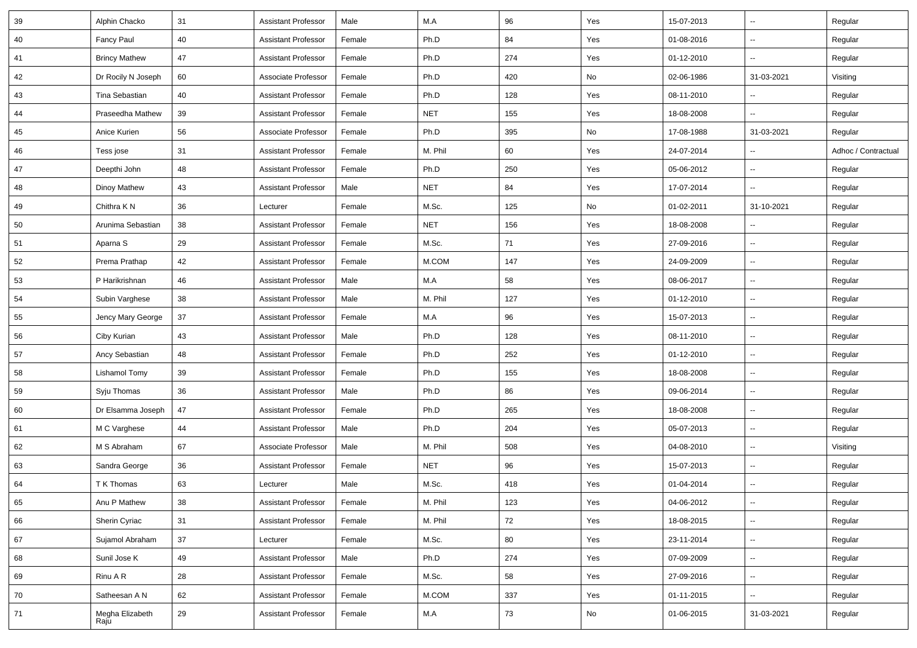| 39 | Alphin Chacko | 31 | Assistant Professor | Male | M.A | 96 | Yes | 15-07-2013 | -- | Regular |
|---|---|---|---|---|---|---|---|---|---|---|
| 40 | Fancy Paul | 40 | Assistant Professor | Female | Ph.D | 84 | Yes | 01-08-2016 | -- | Regular |
| 41 | Brincy Mathew | 47 | Assistant Professor | Female | Ph.D | 274 | Yes | 01-12-2010 | -- | Regular |
| 42 | Dr Rocily N Joseph | 60 | Associate Professor | Female | Ph.D | 420 | No | 02-06-1986 | 31-03-2021 | Visiting |
| 43 | Tina Sebastian | 40 | Assistant Professor | Female | Ph.D | 128 | Yes | 08-11-2010 | -- | Regular |
| 44 | Praseedha Mathew | 39 | Assistant Professor | Female | NET | 155 | Yes | 18-08-2008 | -- | Regular |
| 45 | Anice Kurien | 56 | Associate Professor | Female | Ph.D | 395 | No | 17-08-1988 | 31-03-2021 | Regular |
| 46 | Tess jose | 31 | Assistant Professor | Female | M. Phil | 60 | Yes | 24-07-2014 | -- | Adhoc / Contractual |
| 47 | Deepthi John | 48 | Assistant Professor | Female | Ph.D | 250 | Yes | 05-06-2012 | -- | Regular |
| 48 | Dinoy Mathew | 43 | Assistant Professor | Male | NET | 84 | Yes | 17-07-2014 | -- | Regular |
| 49 | Chithra K N | 36 | Lecturer | Female | M.Sc. | 125 | No | 01-02-2011 | 31-10-2021 | Regular |
| 50 | Arunima Sebastian | 38 | Assistant Professor | Female | NET | 156 | Yes | 18-08-2008 | -- | Regular |
| 51 | Aparna S | 29 | Assistant Professor | Female | M.Sc. | 71 | Yes | 27-09-2016 | -- | Regular |
| 52 | Prema Prathap | 42 | Assistant Professor | Female | M.COM | 147 | Yes | 24-09-2009 | -- | Regular |
| 53 | P Harikrishnan | 46 | Assistant Professor | Male | M.A | 58 | Yes | 08-06-2017 | -- | Regular |
| 54 | Subin Varghese | 38 | Assistant Professor | Male | M. Phil | 127 | Yes | 01-12-2010 | -- | Regular |
| 55 | Jency Mary George | 37 | Assistant Professor | Female | M.A | 96 | Yes | 15-07-2013 | -- | Regular |
| 56 | Ciby Kurian | 43 | Assistant Professor | Male | Ph.D | 128 | Yes | 08-11-2010 | -- | Regular |
| 57 | Ancy Sebastian | 48 | Assistant Professor | Female | Ph.D | 252 | Yes | 01-12-2010 | -- | Regular |
| 58 | Lishamol Tomy | 39 | Assistant Professor | Female | Ph.D | 155 | Yes | 18-08-2008 | -- | Regular |
| 59 | Syju Thomas | 36 | Assistant Professor | Male | Ph.D | 86 | Yes | 09-06-2014 | -- | Regular |
| 60 | Dr Elsamma Joseph | 47 | Assistant Professor | Female | Ph.D | 265 | Yes | 18-08-2008 | -- | Regular |
| 61 | M C Varghese | 44 | Assistant Professor | Male | Ph.D | 204 | Yes | 05-07-2013 | -- | Regular |
| 62 | M S Abraham | 67 | Associate Professor | Male | M. Phil | 508 | Yes | 04-08-2010 | -- | Visiting |
| 63 | Sandra George | 36 | Assistant Professor | Female | NET | 96 | Yes | 15-07-2013 | -- | Regular |
| 64 | T K Thomas | 63 | Lecturer | Male | M.Sc. | 418 | Yes | 01-04-2014 | -- | Regular |
| 65 | Anu P Mathew | 38 | Assistant Professor | Female | M. Phil | 123 | Yes | 04-06-2012 | -- | Regular |
| 66 | Sherin Cyriac | 31 | Assistant Professor | Female | M. Phil | 72 | Yes | 18-08-2015 | -- | Regular |
| 67 | Sujamol Abraham | 37 | Lecturer | Female | M.Sc. | 80 | Yes | 23-11-2014 | -- | Regular |
| 68 | Sunil Jose K | 49 | Assistant Professor | Male | Ph.D | 274 | Yes | 07-09-2009 | -- | Regular |
| 69 | Rinu A R | 28 | Assistant Professor | Female | M.Sc. | 58 | Yes | 27-09-2016 | -- | Regular |
| 70 | Satheesan A N | 62 | Assistant Professor | Female | M.COM | 337 | Yes | 01-11-2015 | -- | Regular |
| 71 | Megha Elizabeth Raju | 29 | Assistant Professor | Female | M.A | 73 | No | 01-06-2015 | 31-03-2021 | Regular |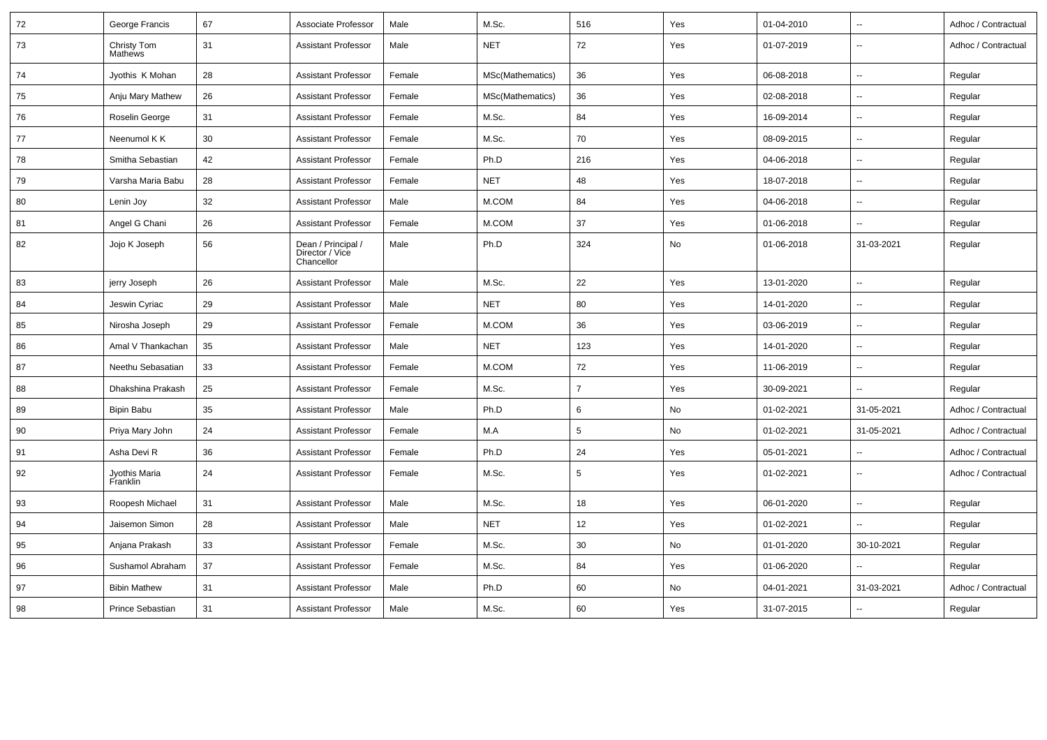| | | | | | | | | | | |
|---|---|---|---|---|---|---|---|---|---|---|
| 72 | George Francis | 67 | Associate Professor | Male | M.Sc. | 516 | Yes | 01-04-2010 | -- | Adhoc / Contractual |
| 73 | Christy Tom Mathews | 31 | Assistant Professor | Male | NET | 72 | Yes | 01-07-2019 | -- | Adhoc / Contractual |
| 74 | Jyothis K Mohan | 28 | Assistant Professor | Female | MSc(Mathematics) | 36 | Yes | 06-08-2018 | -- | Regular |
| 75 | Anju Mary Mathew | 26 | Assistant Professor | Female | MSc(Mathematics) | 36 | Yes | 02-08-2018 | -- | Regular |
| 76 | Roselin George | 31 | Assistant Professor | Female | M.Sc. | 84 | Yes | 16-09-2014 | -- | Regular |
| 77 | Neenumol K K | 30 | Assistant Professor | Female | M.Sc. | 70 | Yes | 08-09-2015 | -- | Regular |
| 78 | Smitha Sebastian | 42 | Assistant Professor | Female | Ph.D | 216 | Yes | 04-06-2018 | -- | Regular |
| 79 | Varsha Maria Babu | 28 | Assistant Professor | Female | NET | 48 | Yes | 18-07-2018 | -- | Regular |
| 80 | Lenin Joy | 32 | Assistant Professor | Male | M.COM | 84 | Yes | 04-06-2018 | -- | Regular |
| 81 | Angel G Chani | 26 | Assistant Professor | Female | M.COM | 37 | Yes | 01-06-2018 | -- | Regular |
| 82 | Jojo K Joseph | 56 | Dean / Principal / Director / Vice Chancellor | Male | Ph.D | 324 | No | 01-06-2018 | 31-03-2021 | Regular |
| 83 | jerry Joseph | 26 | Assistant Professor | Male | M.Sc. | 22 | Yes | 13-01-2020 | -- | Regular |
| 84 | Jeswin Cyriac | 29 | Assistant Professor | Male | NET | 80 | Yes | 14-01-2020 | -- | Regular |
| 85 | Nirosha Joseph | 29 | Assistant Professor | Female | M.COM | 36 | Yes | 03-06-2019 | -- | Regular |
| 86 | Amal V Thankachan | 35 | Assistant Professor | Male | NET | 123 | Yes | 14-01-2020 | -- | Regular |
| 87 | Neethu Sebasatian | 33 | Assistant Professor | Female | M.COM | 72 | Yes | 11-06-2019 | -- | Regular |
| 88 | Dhakshina Prakash | 25 | Assistant Professor | Female | M.Sc. | 7 | Yes | 30-09-2021 | -- | Regular |
| 89 | Bipin Babu | 35 | Assistant Professor | Male | Ph.D | 6 | No | 01-02-2021 | 31-05-2021 | Adhoc / Contractual |
| 90 | Priya Mary John | 24 | Assistant Professor | Female | M.A | 5 | No | 01-02-2021 | 31-05-2021 | Adhoc / Contractual |
| 91 | Asha Devi R | 36 | Assistant Professor | Female | Ph.D | 24 | Yes | 05-01-2021 | -- | Adhoc / Contractual |
| 92 | Jyothis Maria Franklin | 24 | Assistant Professor | Female | M.Sc. | 5 | Yes | 01-02-2021 | -- | Adhoc / Contractual |
| 93 | Roopesh Michael | 31 | Assistant Professor | Male | M.Sc. | 18 | Yes | 06-01-2020 | -- | Regular |
| 94 | Jaisemon Simon | 28 | Assistant Professor | Male | NET | 12 | Yes | 01-02-2021 | -- | Regular |
| 95 | Anjana Prakash | 33 | Assistant Professor | Female | M.Sc. | 30 | No | 01-01-2020 | 30-10-2021 | Regular |
| 96 | Sushamol Abraham | 37 | Assistant Professor | Female | M.Sc. | 84 | Yes | 01-06-2020 | -- | Regular |
| 97 | Bibin Mathew | 31 | Assistant Professor | Male | Ph.D | 60 | No | 04-01-2021 | 31-03-2021 | Adhoc / Contractual |
| 98 | Prince Sebastian | 31 | Assistant Professor | Male | M.Sc. | 60 | Yes | 31-07-2015 | -- | Regular |